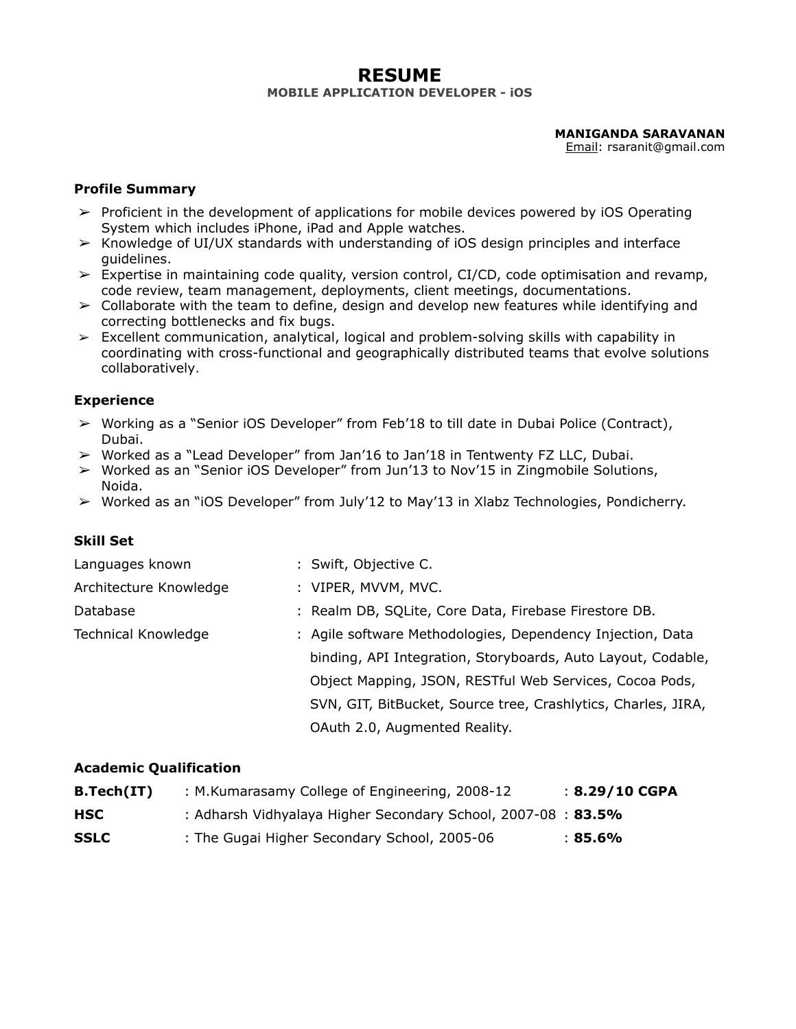# RESUME

**MOBILE APPLICATION DEVELOPER - iOS**

**MANIGANDA SARAVANAN**
Email: rsaranit@gmail.com

### Profile Summary

- Proficient in the development of applications for mobile devices powered by iOS Operating System which includes iPhone, iPad and Apple watches.
- Knowledge of UI/UX standards with understanding of iOS design principles and interface guidelines.
- Expertise in maintaining code quality, version control, CI/CD, code optimisation and revamp, code review, team management, deployments, client meetings, documentations.
- Collaborate with the team to define, design and develop new features while identifying and correcting bottlenecks and fix bugs.
- Excellent communication, analytical, logical and problem-solving skills with capability in coordinating with cross-functional and geographically distributed teams that evolve solutions collaboratively.

### Experience

- Working as a "Senior iOS Developer" from Feb'18 to till date in Dubai Police (Contract), Dubai.
- Worked as a "Lead Developer" from Jan'16 to Jan'18 in Tentwenty FZ LLC, Dubai.
- Worked as an "Senior iOS Developer" from Jun'13 to Nov'15 in Zingmobile Solutions, Noida.
- Worked as an "iOS Developer" from July'12 to May'13 in Xlabz Technologies, Pondicherry.

### Skill Set

| | |
|---|---|
| Languages known | : Swift, Objective C. |
| Architecture Knowledge | : VIPER, MVVM, MVC. |
| Database | : Realm DB, SQLite, Core Data, Firebase Firestore DB. |
| Technical Knowledge | : Agile software Methodologies, Dependency Injection, Data binding, API Integration, Storyboards, Auto Layout, Codable, Object Mapping, JSON, RESTful Web Services, Cocoa Pods, SVN, GIT, BitBucket, Source tree, Crashlytics, Charles, JIRA, OAuth 2.0, Augmented Reality. |

### Academic Qualification

| | | |
|---|---|---|
| **B.Tech(IT)** | : M.Kumarasamy College of Engineering, 2008-12 | : **8.29/10 CGPA** |
| **HSC** | : Adharsh Vidhyalaya Higher Secondary School, 2007-08 | : **83.5%** |
| **SSLC** | : The Gugai Higher Secondary School, 2005-06 | : **85.6%** |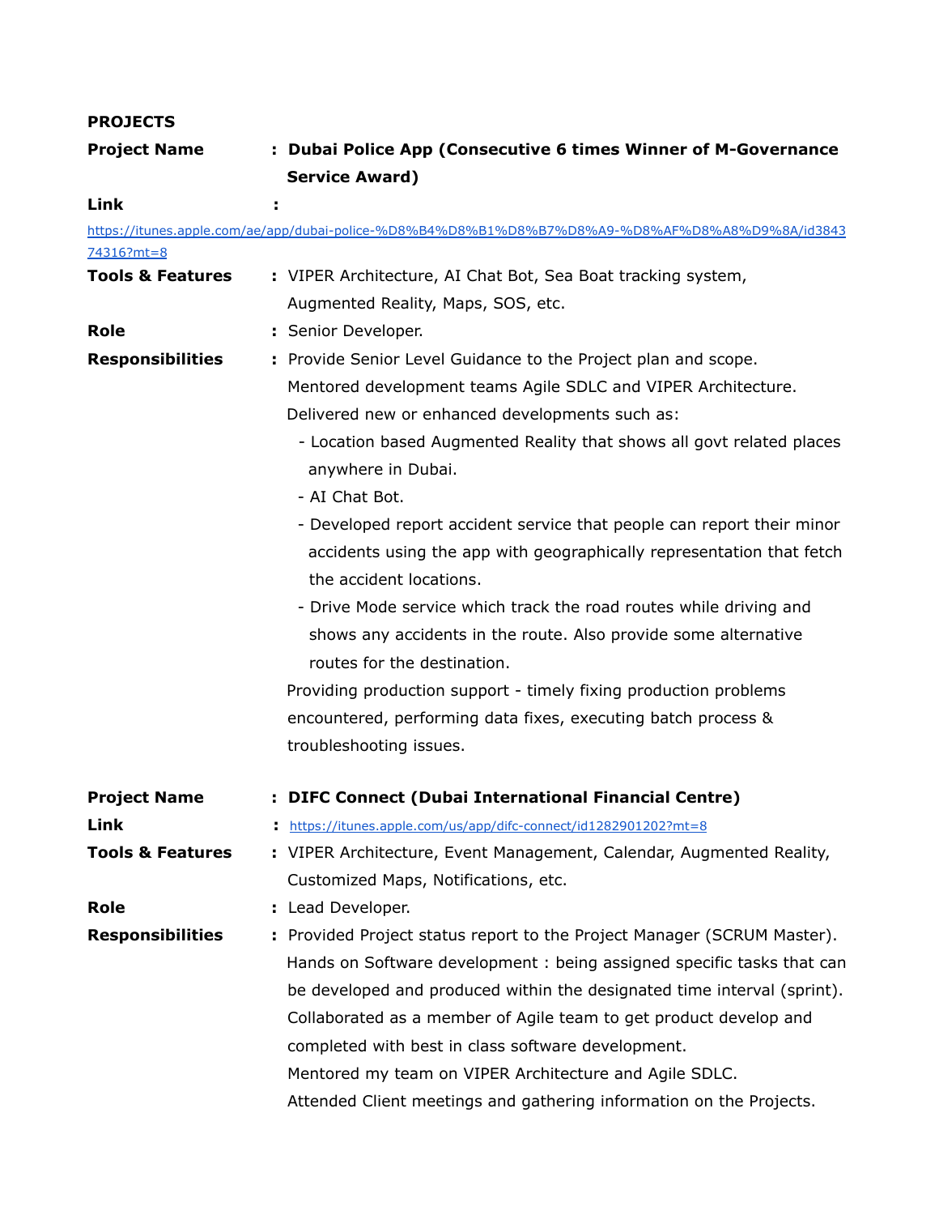**PROJECTS**

**Project Name** : **Dubai Police App (Consecutive 6 times Winner of M-Governance Service Award)**

**Link** :
https://itunes.apple.com/ae/app/dubai-police-%D8%B4%D8%B1%D8%B7%D8%A9-%D8%AF%D8%A8%D9%8A/id384374316?mt=8

**Tools & Features** : VIPER Architecture, AI Chat Bot, Sea Boat tracking system, Augmented Reality, Maps, SOS, etc.

**Role** : Senior Developer.

**Responsibilities** : Provide Senior Level Guidance to the Project plan and scope.
Mentored development teams Agile SDLC and VIPER Architecture.
Delivered new or enhanced developments such as:

- Location based Augmented Reality that shows all govt related places anywhere in Dubai.
- AI Chat Bot.
- Developed report accident service that people can report their minor accidents using the app with geographically representation that fetch the accident locations.
- Drive Mode service which track the road routes while driving and shows any accidents in the route. Also provide some alternative routes for the destination.

Providing production support - timely fixing production problems encountered, performing data fixes, executing batch process & troubleshooting issues.

**Project Name** : **DIFC Connect (Dubai International Financial Centre)**

**Link** : https://itunes.apple.com/us/app/difc-connect/id1282901202?mt=8

**Tools & Features** : VIPER Architecture, Event Management, Calendar, Augmented Reality, Customized Maps, Notifications, etc.

**Role** : Lead Developer.

**Responsibilities** : Provided Project status report to the Project Manager (SCRUM Master).
Hands on Software development : being assigned specific tasks that can be developed and produced within the designated time interval (sprint).
Collaborated as a member of Agile team to get product develop and completed with best in class software development.
Mentored my team on VIPER Architecture and Agile SDLC.
Attended Client meetings and gathering information on the Projects.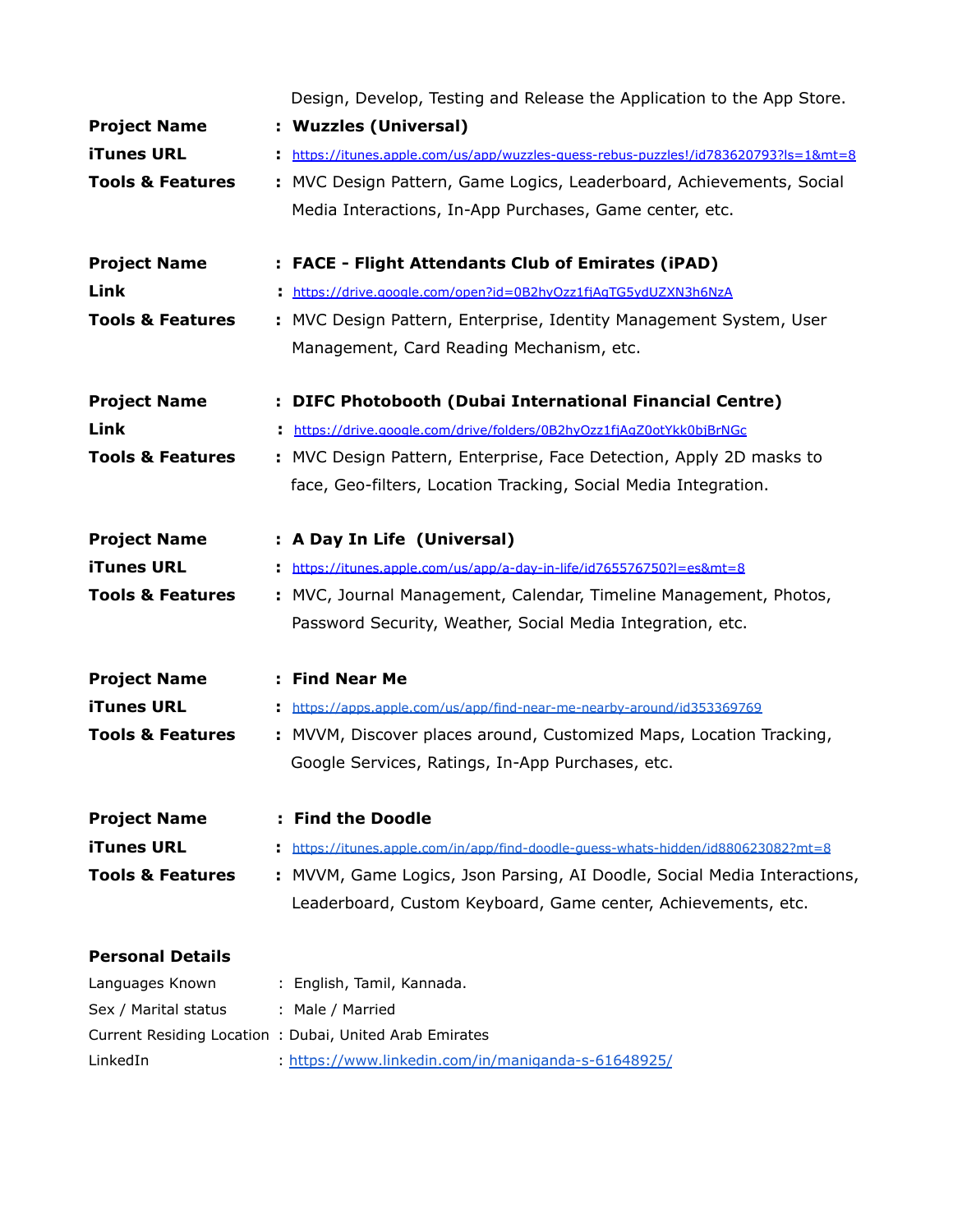Design, Develop, Testing and Release the Application to the App Store.

**Project Name** : **Wuzzles (Universal)**
**iTunes URL** : https://itunes.apple.com/us/app/wuzzles-guess-rebus-puzzles!/id783620793?ls=1&mt=8
**Tools & Features** : MVC Design Pattern, Game Logics, Leaderboard, Achievements, Social Media Interactions, In-App Purchases, Game center, etc.

**Project Name** : **FACE - Flight Attendants Club of Emirates (iPAD)**
**Link** : https://drive.google.com/open?id=0B2hyOzz1fjAgTG5ydUZXN3h6NzA
**Tools & Features** : MVC Design Pattern, Enterprise, Identity Management System, User Management, Card Reading Mechanism, etc.

**Project Name** : **DIFC Photobooth (Dubai International Financial Centre)**
**Link** : https://drive.google.com/drive/folders/0B2hyOzz1fjAgZ0otYkk0bjBrNGc
**Tools & Features** : MVC Design Pattern, Enterprise, Face Detection, Apply 2D masks to face, Geo-filters, Location Tracking, Social Media Integration.

**Project Name** : **A Day In Life (Universal)**
**iTunes URL** : https://itunes.apple.com/us/app/a-day-in-life/id765576750?l=es&mt=8
**Tools & Features** : MVC, Journal Management, Calendar, Timeline Management, Photos, Password Security, Weather, Social Media Integration, etc.

**Project Name** : **Find Near Me**
**iTunes URL** : https://apps.apple.com/us/app/find-near-me-nearby-around/id353369769
**Tools & Features** : MVVM, Discover places around, Customized Maps, Location Tracking, Google Services, Ratings, In-App Purchases, etc.

**Project Name** : **Find the Doodle**
**iTunes URL** : https://itunes.apple.com/in/app/find-doodle-guess-whats-hidden/id880623082?mt=8
**Tools & Features** : MVVM, Game Logics, Json Parsing, AI Doodle, Social Media Interactions, Leaderboard, Custom Keyboard, Game center, Achievements, etc.

**Personal Details**

Languages Known : English, Tamil, Kannada.
Sex / Marital status : Male / Married
Current Residing Location : Dubai, United Arab Emirates
LinkedIn : https://www.linkedin.com/in/maniganda-s-61648925/